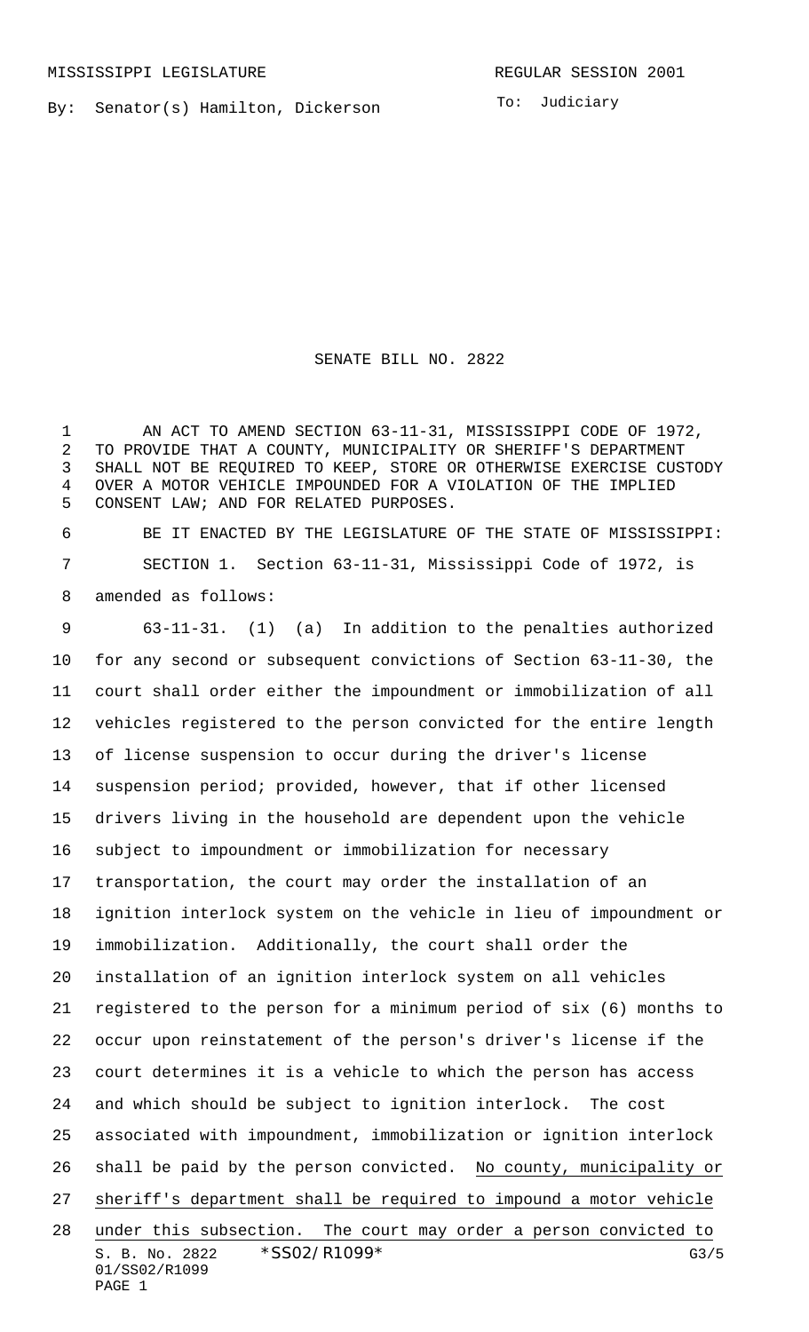MISSISSIPPI LEGISLATURE

REGULAR SESSION 2001

By: Senator(s) Hamilton, Dickerson

To: Judiciary

# SENATE BILL NO. 2822

AN ACT TO AMEND SECTION 63-11-31, MISSISSIPPI CODE OF 1972, TO PROVIDE THAT A COUNTY, MUNICIPALITY OR SHERIFF'S DEPARTMENT SHALL NOT BE REQUIRED TO KEEP, STORE OR OTHERWISE EXERCISE CUSTODY OVER A MOTOR VEHICLE IMPOUNDED FOR A VIOLATION OF THE IMPLIED CONSENT LAW; AND FOR RELATED PURPOSES.

BE IT ENACTED BY THE LEGISLATURE OF THE STATE OF MISSISSIPPI:

SECTION 1. Section 63-11-31, Mississippi Code of 1972, is amended as follows:

63-11-31. (1) (a) In addition to the penalties authorized for any second or subsequent convictions of Section 63-11-30, the court shall order either the impoundment or immobilization of all vehicles registered to the person convicted for the entire length of license suspension to occur during the driver's license suspension period; provided, however, that if other licensed drivers living in the household are dependent upon the vehicle subject to impoundment or immobilization for necessary transportation, the court may order the installation of an ignition interlock system on the vehicle in lieu of impoundment or immobilization. Additionally, the court shall order the installation of an ignition interlock system on all vehicles registered to the person for a minimum period of six (6) months to occur upon reinstatement of the person's driver's license if the court determines it is a vehicle to which the person has access and which should be subject to ignition interlock. The cost associated with impoundment, immobilization or ignition interlock shall be paid by the person convicted. <u>No county, municipality or sheriff's department shall be required to impound a motor vehicle under this subsection. The court may order a person convicted to</u>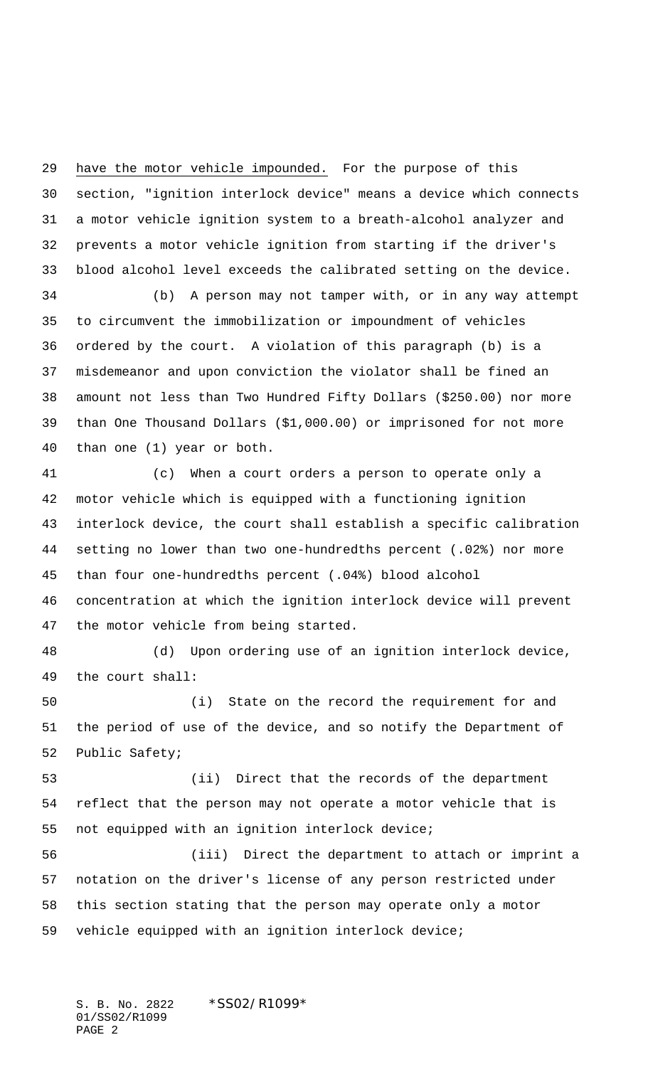have the motor vehicle impounded. For the purpose of this section, "ignition interlock device" means a device which connects a motor vehicle ignition system to a breath-alcohol analyzer and prevents a motor vehicle ignition from starting if the driver's blood alcohol level exceeds the calibrated setting on the device.

(b) A person may not tamper with, or in any way attempt to circumvent the immobilization or impoundment of vehicles ordered by the court. A violation of this paragraph (b) is a misdemeanor and upon conviction the violator shall be fined an amount not less than Two Hundred Fifty Dollars ($250.00) nor more than One Thousand Dollars ($1,000.00) or imprisoned for not more than one (1) year or both.

(c) When a court orders a person to operate only a motor vehicle which is equipped with a functioning ignition interlock device, the court shall establish a specific calibration setting no lower than two one-hundredths percent (.02%) nor more than four one-hundredths percent (.04%) blood alcohol concentration at which the ignition interlock device will prevent the motor vehicle from being started.

(d) Upon ordering use of an ignition interlock device, the court shall:

(i) State on the record the requirement for and the period of use of the device, and so notify the Department of Public Safety;

(ii) Direct that the records of the department reflect that the person may not operate a motor vehicle that is not equipped with an ignition interlock device;

(iii) Direct the department to attach or imprint a notation on the driver's license of any person restricted under this section stating that the person may operate only a motor vehicle equipped with an ignition interlock device;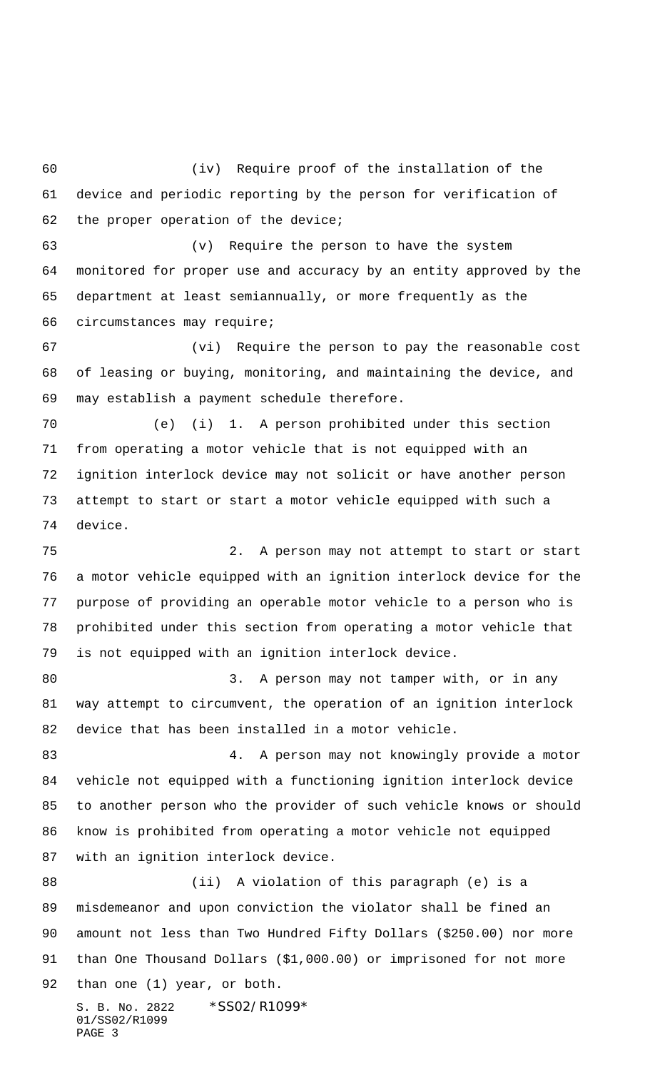(iv) Require proof of the installation of the device and periodic reporting by the person for verification of the proper operation of the device;

(v) Require the person to have the system monitored for proper use and accuracy by an entity approved by the department at least semiannually, or more frequently as the circumstances may require;

(vi) Require the person to pay the reasonable cost of leasing or buying, monitoring, and maintaining the device, and may establish a payment schedule therefore.

(e) (i) 1. A person prohibited under this section from operating a motor vehicle that is not equipped with an ignition interlock device may not solicit or have another person attempt to start or start a motor vehicle equipped with such a device.

2. A person may not attempt to start or start a motor vehicle equipped with an ignition interlock device for the purpose of providing an operable motor vehicle to a person who is prohibited under this section from operating a motor vehicle that is not equipped with an ignition interlock device.

3. A person may not tamper with, or in any way attempt to circumvent, the operation of an ignition interlock device that has been installed in a motor vehicle.

4. A person may not knowingly provide a motor vehicle not equipped with a functioning ignition interlock device to another person who the provider of such vehicle knows or should know is prohibited from operating a motor vehicle not equipped with an ignition interlock device.

(ii) A violation of this paragraph (e) is a misdemeanor and upon conviction the violator shall be fined an amount not less than Two Hundred Fifty Dollars ($250.00) nor more than One Thousand Dollars ($1,000.00) or imprisoned for not more than one (1) year, or both.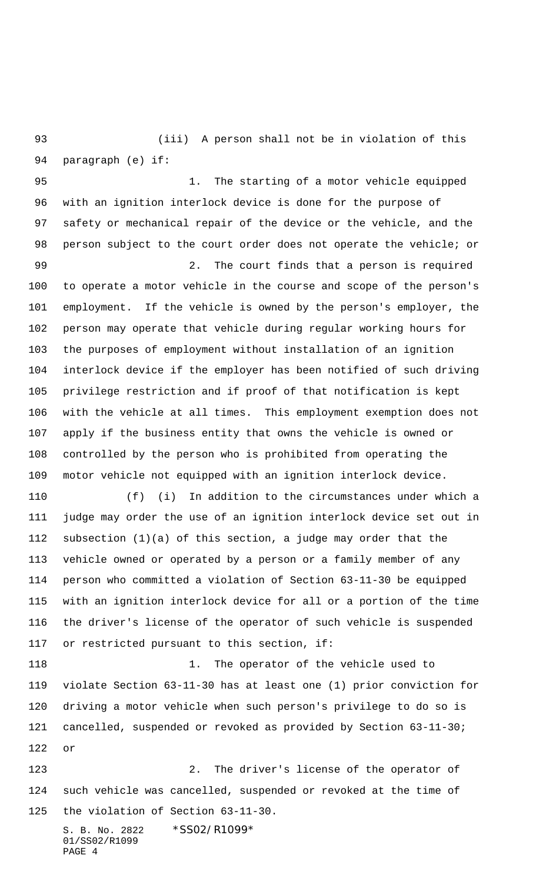(iii) A person shall not be in violation of this paragraph (e) if:

1. The starting of a motor vehicle equipped with an ignition interlock device is done for the purpose of safety or mechanical repair of the device or the vehicle, and the person subject to the court order does not operate the vehicle; or

2. The court finds that a person is required to operate a motor vehicle in the course and scope of the person's employment. If the vehicle is owned by the person's employer, the person may operate that vehicle during regular working hours for the purposes of employment without installation of an ignition interlock device if the employer has been notified of such driving privilege restriction and if proof of that notification is kept with the vehicle at all times. This employment exemption does not apply if the business entity that owns the vehicle is owned or controlled by the person who is prohibited from operating the motor vehicle not equipped with an ignition interlock device.

(f) (i) In addition to the circumstances under which a judge may order the use of an ignition interlock device set out in subsection (1)(a) of this section, a judge may order that the vehicle owned or operated by a person or a family member of any person who committed a violation of Section 63-11-30 be equipped with an ignition interlock device for all or a portion of the time the driver's license of the operator of such vehicle is suspended or restricted pursuant to this section, if:

1. The operator of the vehicle used to violate Section 63-11-30 has at least one (1) prior conviction for driving a motor vehicle when such person's privilege to do so is cancelled, suspended or revoked as provided by Section 63-11-30; or

2. The driver's license of the operator of such vehicle was cancelled, suspended or revoked at the time of the violation of Section 63-11-30.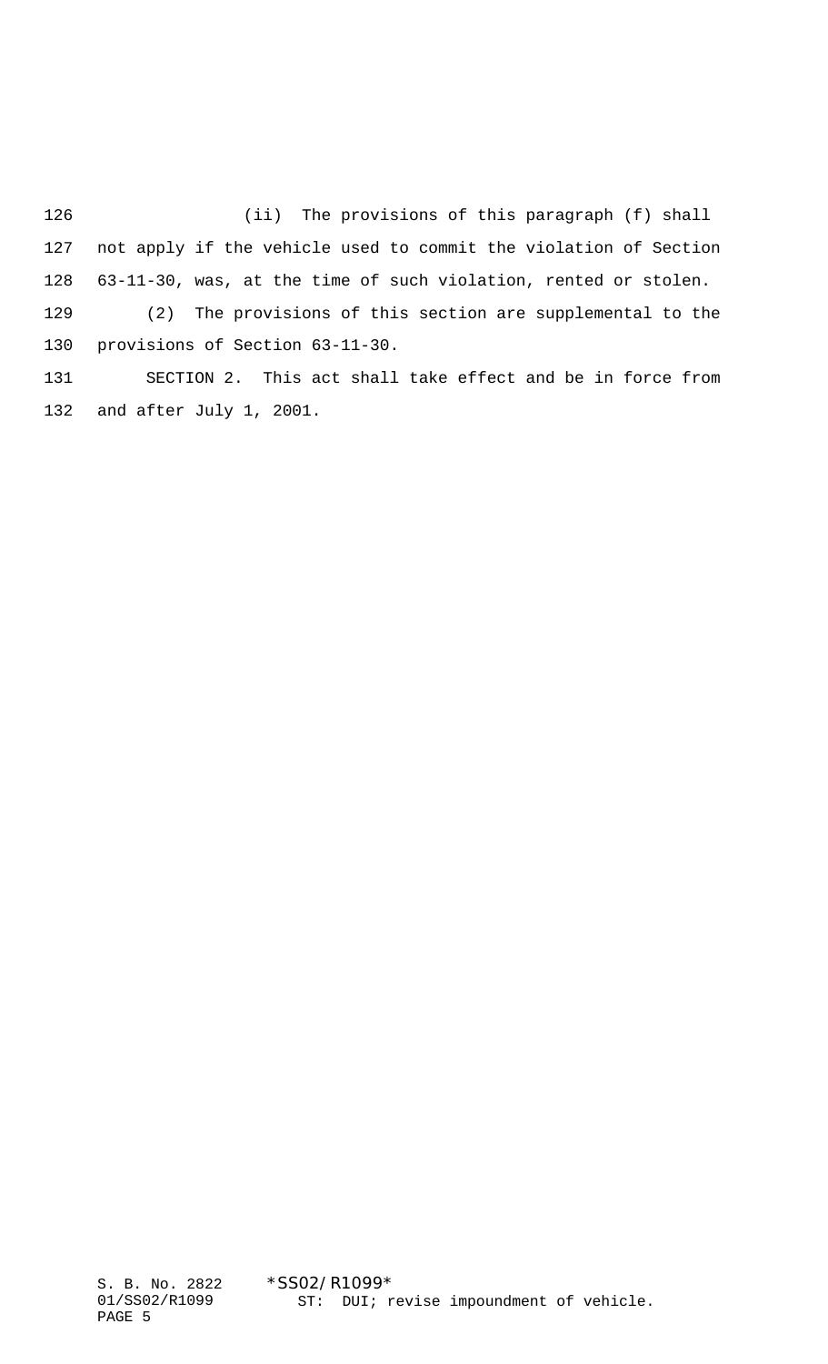(ii) The provisions of this paragraph (f) shall not apply if the vehicle used to commit the violation of Section 63-11-30, was, at the time of such violation, rented or stolen.

(2) The provisions of this section are supplemental to the provisions of Section 63-11-30.

SECTION 2. This act shall take effect and be in force from and after July 1, 2001.